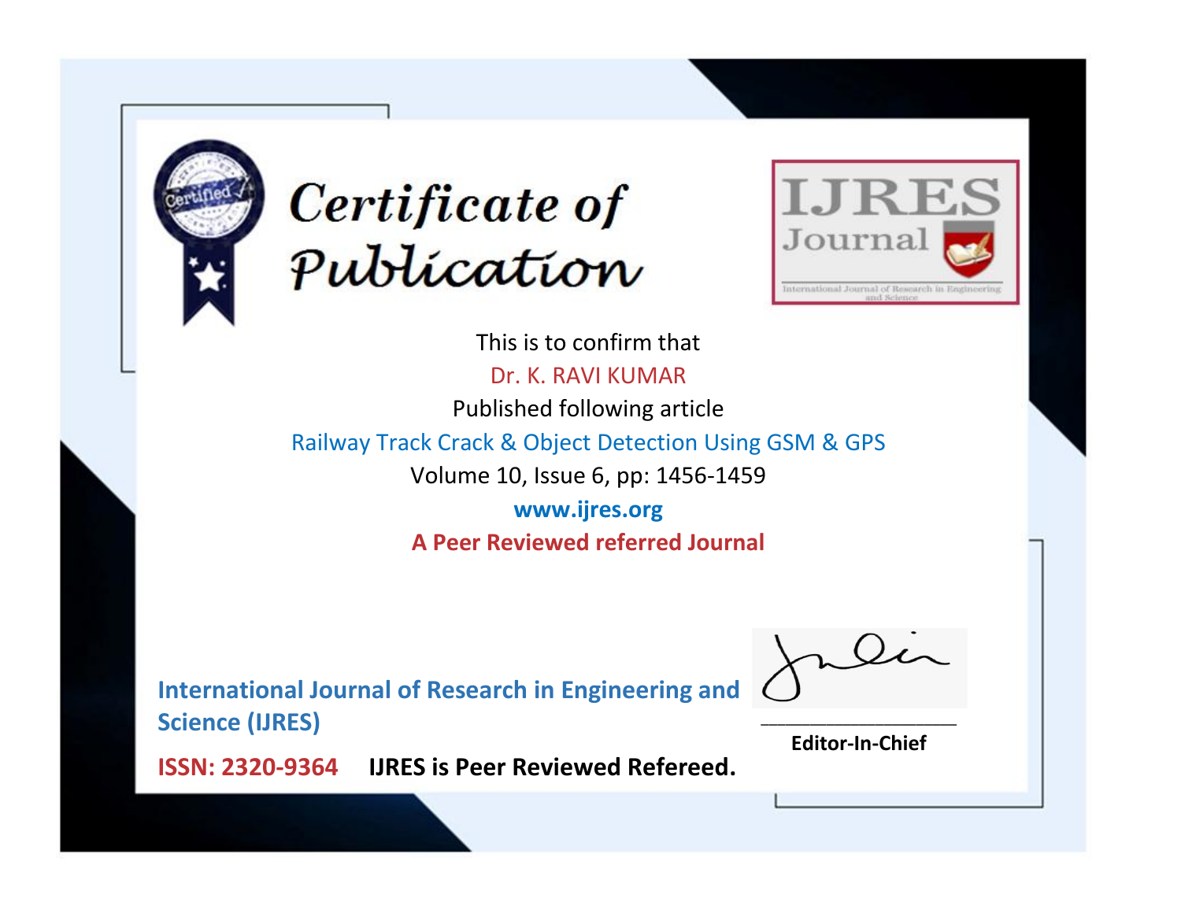# Certificate of Publication

**IJRES Journal**

International Journal of Research in Engineering and Science

This is to confirm that

Dr. K. RAVI KUMAR

Published following article

Railway Track Crack & Object Detection Using GSM & GPS

Volume 10, Issue 6, pp: 1456-1459

**www.ijres.org**

**A Peer Reviewed referred Journal**

**International Journal of Research in Engineering and Science (IJRES)**

**ISSN: 2320-9364** **IJRES is Peer Reviewed Refereed.**

**Editor-In-Chief**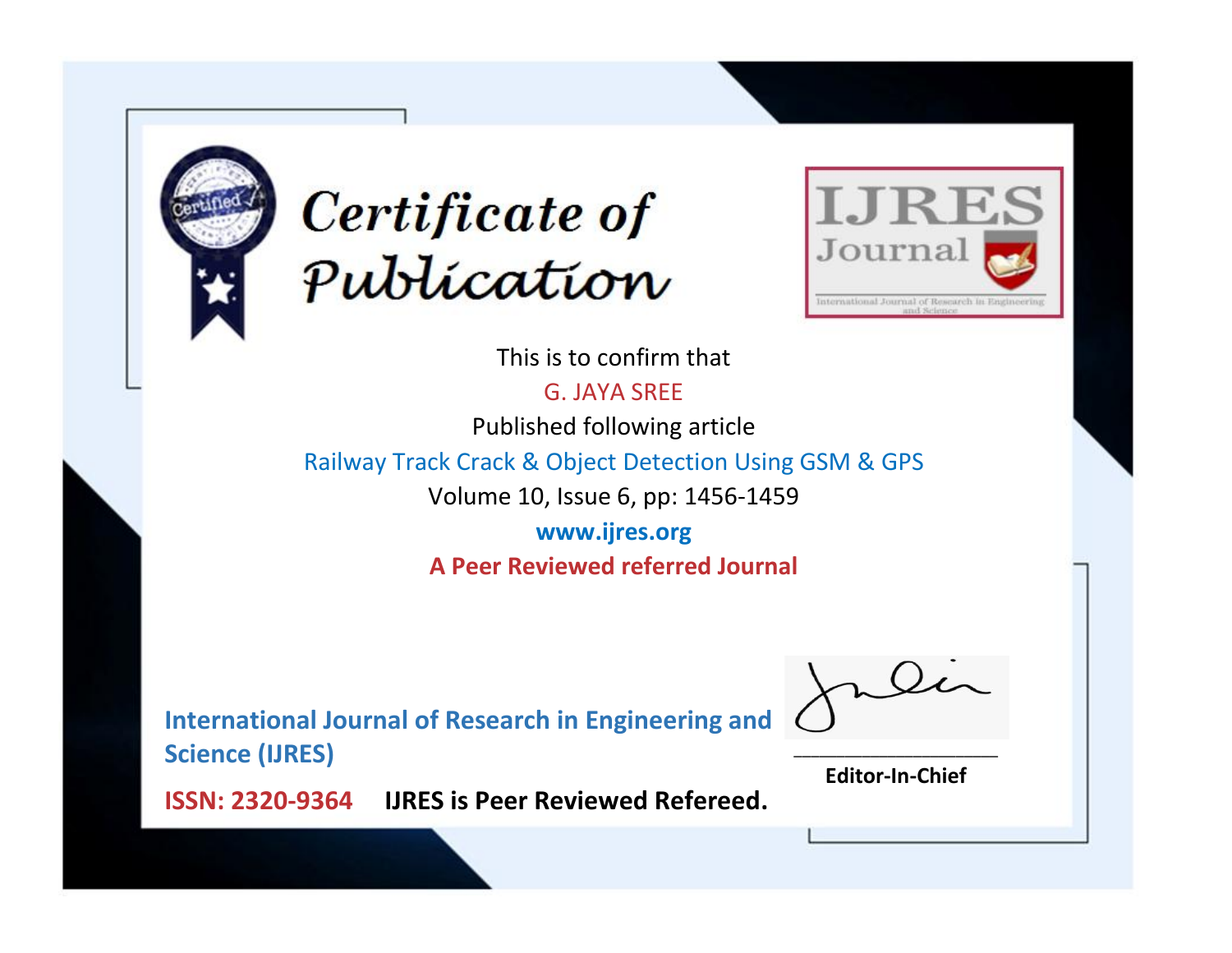# Certificate of Publication

IJRES Journal

International Journal of Research in Engineering and Science

This is to confirm that

G. JAYA SREE

Published following article

Railway Track Crack & Object Detection Using GSM & GPS

Volume 10, Issue 6, pp: 1456-1459

**www.ijres.org**

**A Peer Reviewed referred Journal**

**International Journal of Research in Engineering and Science (IJRES)**

**ISSN: 2320-9364** **IJRES is Peer Reviewed Refereed.**

**Editor-In-Chief**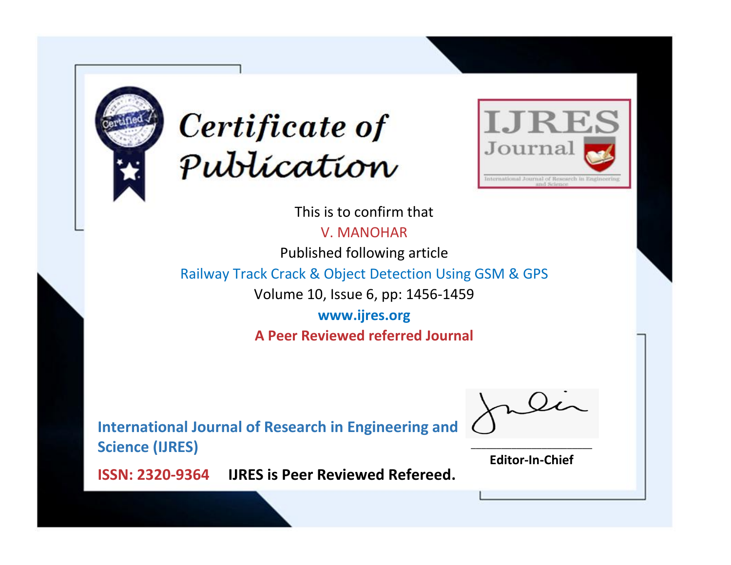# Certificate of Publication

IJRES Journal

International Journal of Research in Engineering and Science

This is to confirm that

V. MANOHAR

Published following article

Railway Track Crack & Object Detection Using GSM & GPS

Volume 10, Issue 6, pp: 1456-1459

www.ijres.org

**A Peer Reviewed referred Journal**

**International Journal of Research in Engineering and Science (IJRES)**

**ISSN: 2320-9364** **IJRES is Peer Reviewed Refereed.**

**Editor-In-Chief**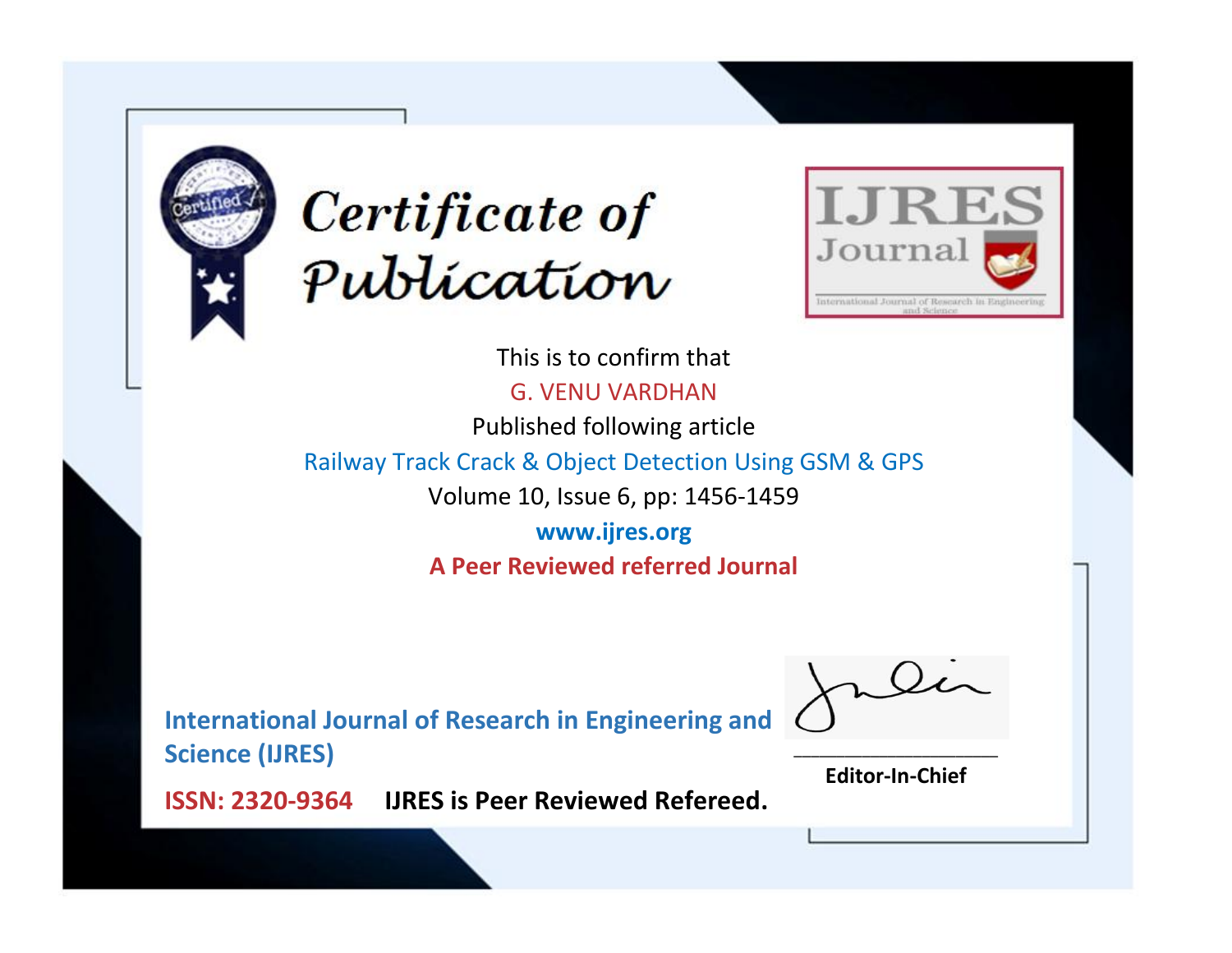# Certificate of Publication

IJRES Journal

International Journal of Research in Engineering and Science

This is to confirm that

G. VENU VARDHAN

Published following article

Railway Track Crack & Object Detection Using GSM & GPS

Volume 10, Issue 6, pp: 1456-1459

**www.ijres.org**

**A Peer Reviewed referred Journal**

**International Journal of Research in Engineering and Science (IJRES)**

**ISSN: 2320-9364** **IJRES is Peer Reviewed Refereed.**

**Editor-In-Chief**